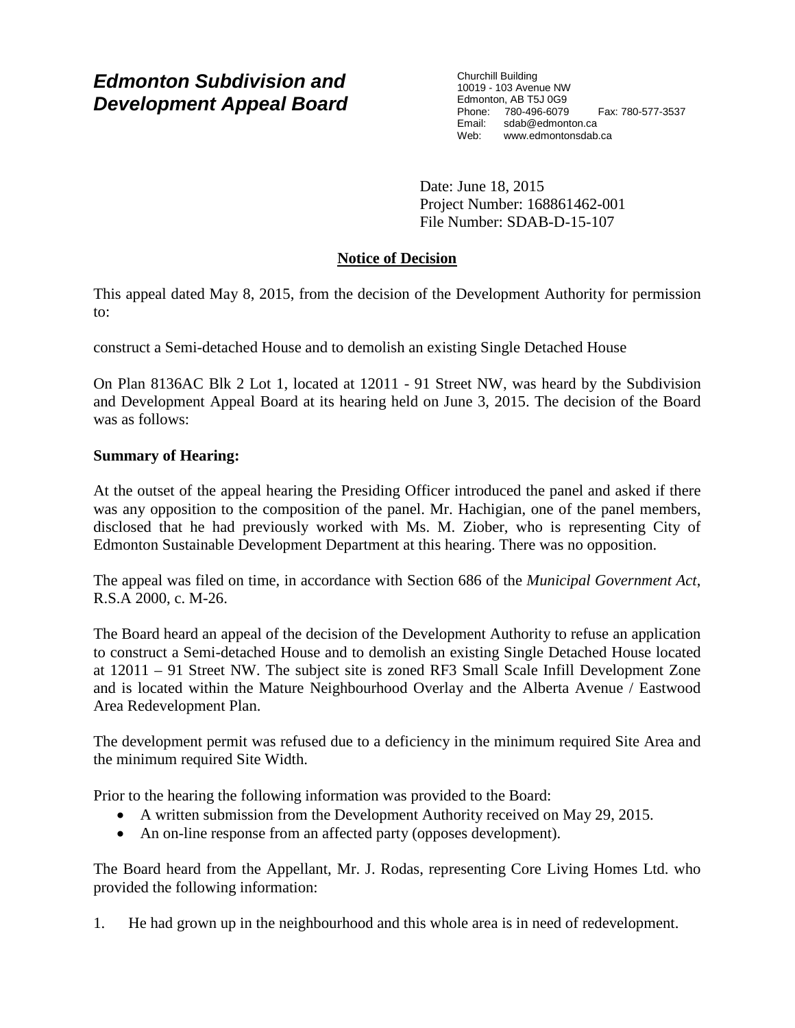# Edmonton Subdivision and Development Appeal Board

Churchill Building
10019 - 103 Avenue NW
Edmonton, AB T5J 0G9
Phone: 780-496-6079 Fax: 780-577-3537
Email: sdab@edmonton.ca
Web: www.edmontonsdab.ca

Date: June 18, 2015
Project Number: 168861462-001
File Number: SDAB-D-15-107

## Notice of Decision

This appeal dated May 8, 2015, from the decision of the Development Authority for permission to:

construct a Semi-detached House and to demolish an existing Single Detached House

On Plan 8136AC Blk 2 Lot 1, located at 12011 - 91 Street NW, was heard by the Subdivision and Development Appeal Board at its hearing held on June 3, 2015. The decision of the Board was as follows:

**Summary of Hearing:**

At the outset of the appeal hearing the Presiding Officer introduced the panel and asked if there was any opposition to the composition of the panel. Mr. Hachigian, one of the panel members, disclosed that he had previously worked with Ms. M. Ziober, who is representing City of Edmonton Sustainable Development Department at this hearing. There was no opposition.

The appeal was filed on time, in accordance with Section 686 of the *Municipal Government Act*, R.S.A 2000, c. M-26.

The Board heard an appeal of the decision of the Development Authority to refuse an application to construct a Semi-detached House and to demolish an existing Single Detached House located at 12011 – 91 Street NW. The subject site is zoned RF3 Small Scale Infill Development Zone and is located within the Mature Neighbourhood Overlay and the Alberta Avenue / Eastwood Area Redevelopment Plan.

The development permit was refused due to a deficiency in the minimum required Site Area and the minimum required Site Width.

Prior to the hearing the following information was provided to the Board:

- A written submission from the Development Authority received on May 29, 2015.
- An on-line response from an affected party (opposes development).

The Board heard from the Appellant, Mr. J. Rodas, representing Core Living Homes Ltd. who provided the following information:

1. He had grown up in the neighbourhood and this whole area is in need of redevelopment.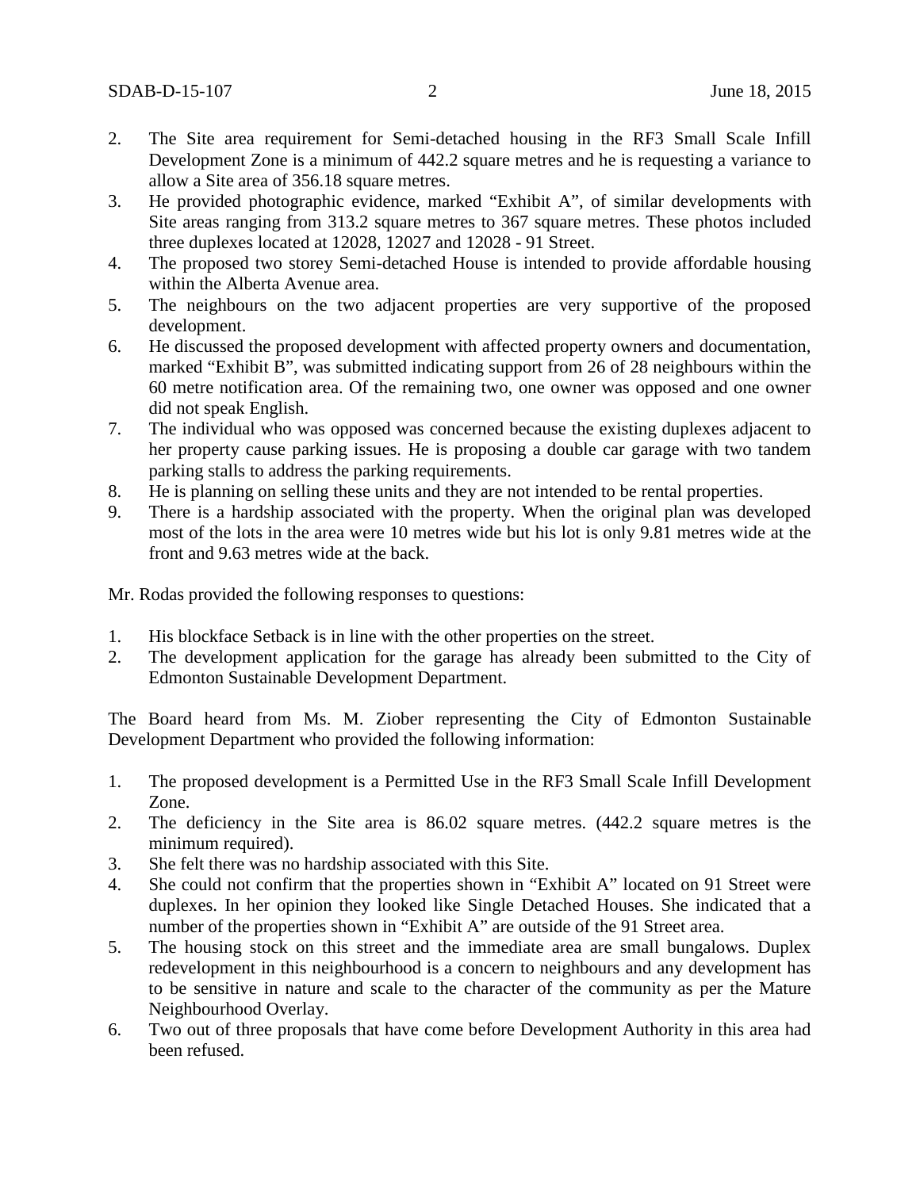2. The Site area requirement for Semi-detached housing in the RF3 Small Scale Infill Development Zone is a minimum of 442.2 square metres and he is requesting a variance to allow a Site area of 356.18 square metres.
3. He provided photographic evidence, marked "Exhibit A", of similar developments with Site areas ranging from 313.2 square metres to 367 square metres. These photos included three duplexes located at 12028, 12027 and 12028 - 91 Street.
4. The proposed two storey Semi-detached House is intended to provide affordable housing within the Alberta Avenue area.
5. The neighbours on the two adjacent properties are very supportive of the proposed development.
6. He discussed the proposed development with affected property owners and documentation, marked "Exhibit B", was submitted indicating support from 26 of 28 neighbours within the 60 metre notification area. Of the remaining two, one owner was opposed and one owner did not speak English.
7. The individual who was opposed was concerned because the existing duplexes adjacent to her property cause parking issues. He is proposing a double car garage with two tandem parking stalls to address the parking requirements.
8. He is planning on selling these units and they are not intended to be rental properties.
9. There is a hardship associated with the property. When the original plan was developed most of the lots in the area were 10 metres wide but his lot is only 9.81 metres wide at the front and 9.63 metres wide at the back.

Mr. Rodas provided the following responses to questions:

1. His blockface Setback is in line with the other properties on the street.
2. The development application for the garage has already been submitted to the City of Edmonton Sustainable Development Department.

The Board heard from Ms. M. Ziober representing the City of Edmonton Sustainable Development Department who provided the following information:

1. The proposed development is a Permitted Use in the RF3 Small Scale Infill Development Zone.
2. The deficiency in the Site area is 86.02 square metres. (442.2 square metres is the minimum required).
3. She felt there was no hardship associated with this Site.
4. She could not confirm that the properties shown in "Exhibit A" located on 91 Street were duplexes. In her opinion they looked like Single Detached Houses. She indicated that a number of the properties shown in "Exhibit A" are outside of the 91 Street area.
5. The housing stock on this street and the immediate area are small bungalows. Duplex redevelopment in this neighbourhood is a concern to neighbours and any development has to be sensitive in nature and scale to the character of the community as per the Mature Neighbourhood Overlay.
6. Two out of three proposals that have come before Development Authority in this area had been refused.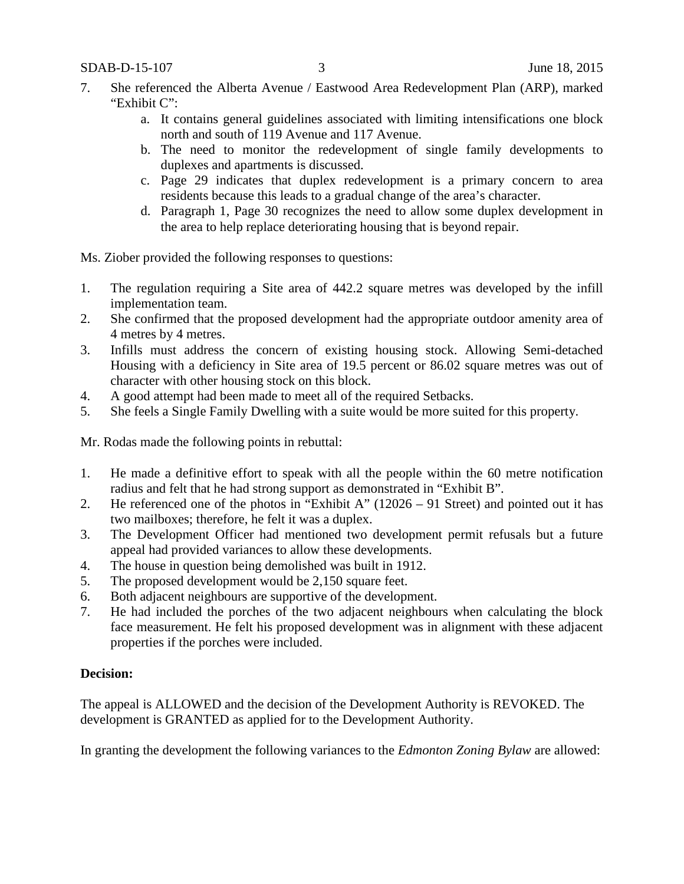7. She referenced the Alberta Avenue / Eastwood Area Redevelopment Plan (ARP), marked "Exhibit C":
   a. It contains general guidelines associated with limiting intensifications one block north and south of 119 Avenue and 117 Avenue.
   b. The need to monitor the redevelopment of single family developments to duplexes and apartments is discussed.
   c. Page 29 indicates that duplex redevelopment is a primary concern to area residents because this leads to a gradual change of the area's character.
   d. Paragraph 1, Page 30 recognizes the need to allow some duplex development in the area to help replace deteriorating housing that is beyond repair.

Ms. Ziober provided the following responses to questions:

1. The regulation requiring a Site area of 442.2 square metres was developed by the infill implementation team.
2. She confirmed that the proposed development had the appropriate outdoor amenity area of 4 metres by 4 metres.
3. Infills must address the concern of existing housing stock. Allowing Semi-detached Housing with a deficiency in Site area of 19.5 percent or 86.02 square metres was out of character with other housing stock on this block.
4. A good attempt had been made to meet all of the required Setbacks.
5. She feels a Single Family Dwelling with a suite would be more suited for this property.

Mr. Rodas made the following points in rebuttal:

1. He made a definitive effort to speak with all the people within the 60 metre notification radius and felt that he had strong support as demonstrated in "Exhibit B".
2. He referenced one of the photos in "Exhibit A" (12026 – 91 Street) and pointed out it has two mailboxes; therefore, he felt it was a duplex.
3. The Development Officer had mentioned two development permit refusals but a future appeal had provided variances to allow these developments.
4. The house in question being demolished was built in 1912.
5. The proposed development would be 2,150 square feet.
6. Both adjacent neighbours are supportive of the development.
7. He had included the porches of the two adjacent neighbours when calculating the block face measurement. He felt his proposed development was in alignment with these adjacent properties if the porches were included.

**Decision:**

The appeal is ALLOWED and the decision of the Development Authority is REVOKED. The development is GRANTED as applied for to the Development Authority.

In granting the development the following variances to the *Edmonton Zoning Bylaw* are allowed: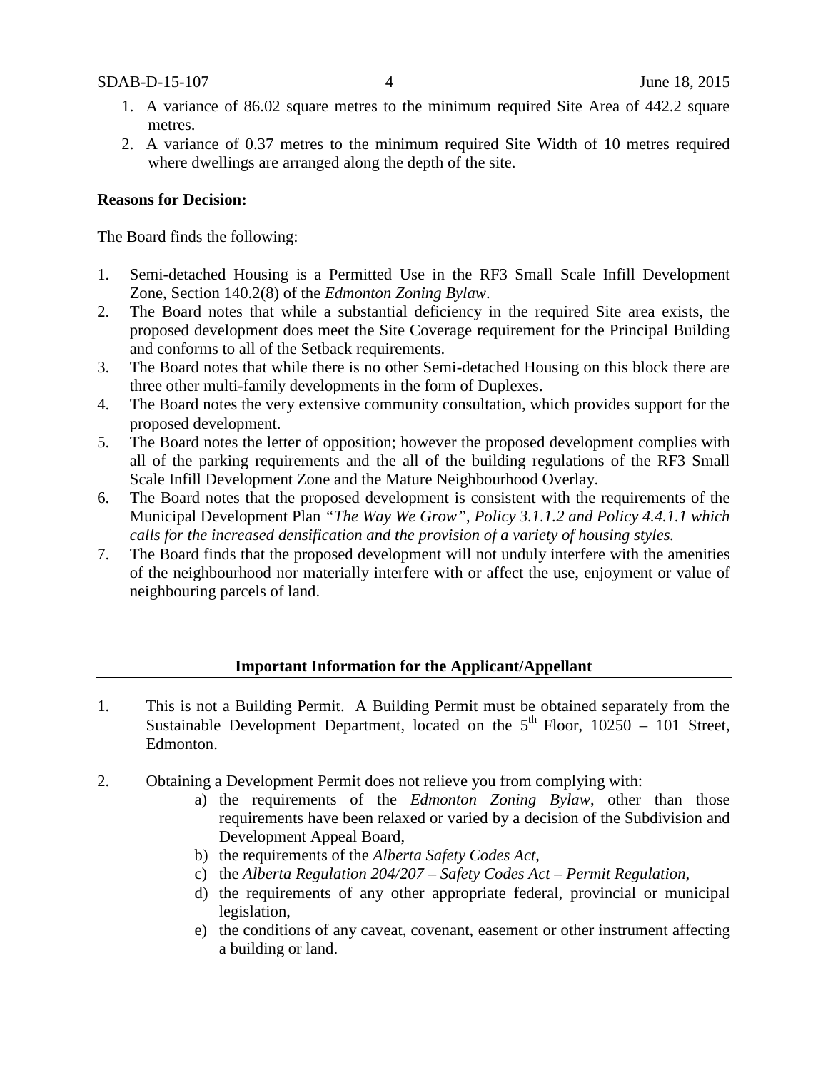1. A variance of 86.02 square metres to the minimum required Site Area of 442.2 square metres.
2. A variance of 0.37 metres to the minimum required Site Width of 10 metres required where dwellings are arranged along the depth of the site.

**Reasons for Decision:**

The Board finds the following:

1. Semi-detached Housing is a Permitted Use in the RF3 Small Scale Infill Development Zone, Section 140.2(8) of the *Edmonton Zoning Bylaw*.
2. The Board notes that while a substantial deficiency in the required Site area exists, the proposed development does meet the Site Coverage requirement for the Principal Building and conforms to all of the Setback requirements.
3. The Board notes that while there is no other Semi-detached Housing on this block there are three other multi-family developments in the form of Duplexes.
4. The Board notes the very extensive community consultation, which provides support for the proposed development.
5. The Board notes the letter of opposition; however the proposed development complies with all of the parking requirements and the all of the building regulations of the RF3 Small Scale Infill Development Zone and the Mature Neighbourhood Overlay.
6. The Board notes that the proposed development is consistent with the requirements of the Municipal Development Plan *"The Way We Grow"*, *Policy 3.1.1.2 and Policy 4.4.1.1 which calls for the increased densification and the provision of a variety of housing styles.*
7. The Board finds that the proposed development will not unduly interfere with the amenities of the neighbourhood nor materially interfere with or affect the use, enjoyment or value of neighbouring parcels of land.

**Important Information for the Applicant/Appellant**

1. This is not a Building Permit. A Building Permit must be obtained separately from the Sustainable Development Department, located on the 5th Floor, 10250 – 101 Street, Edmonton.

2. Obtaining a Development Permit does not relieve you from complying with:
   a) the requirements of the *Edmonton Zoning Bylaw*, other than those requirements have been relaxed or varied by a decision of the Subdivision and Development Appeal Board,
   b) the requirements of the *Alberta Safety Codes Act*,
   c) the *Alberta Regulation 204/207 – Safety Codes Act – Permit Regulation*,
   d) the requirements of any other appropriate federal, provincial or municipal legislation,
   e) the conditions of any caveat, covenant, easement or other instrument affecting a building or land.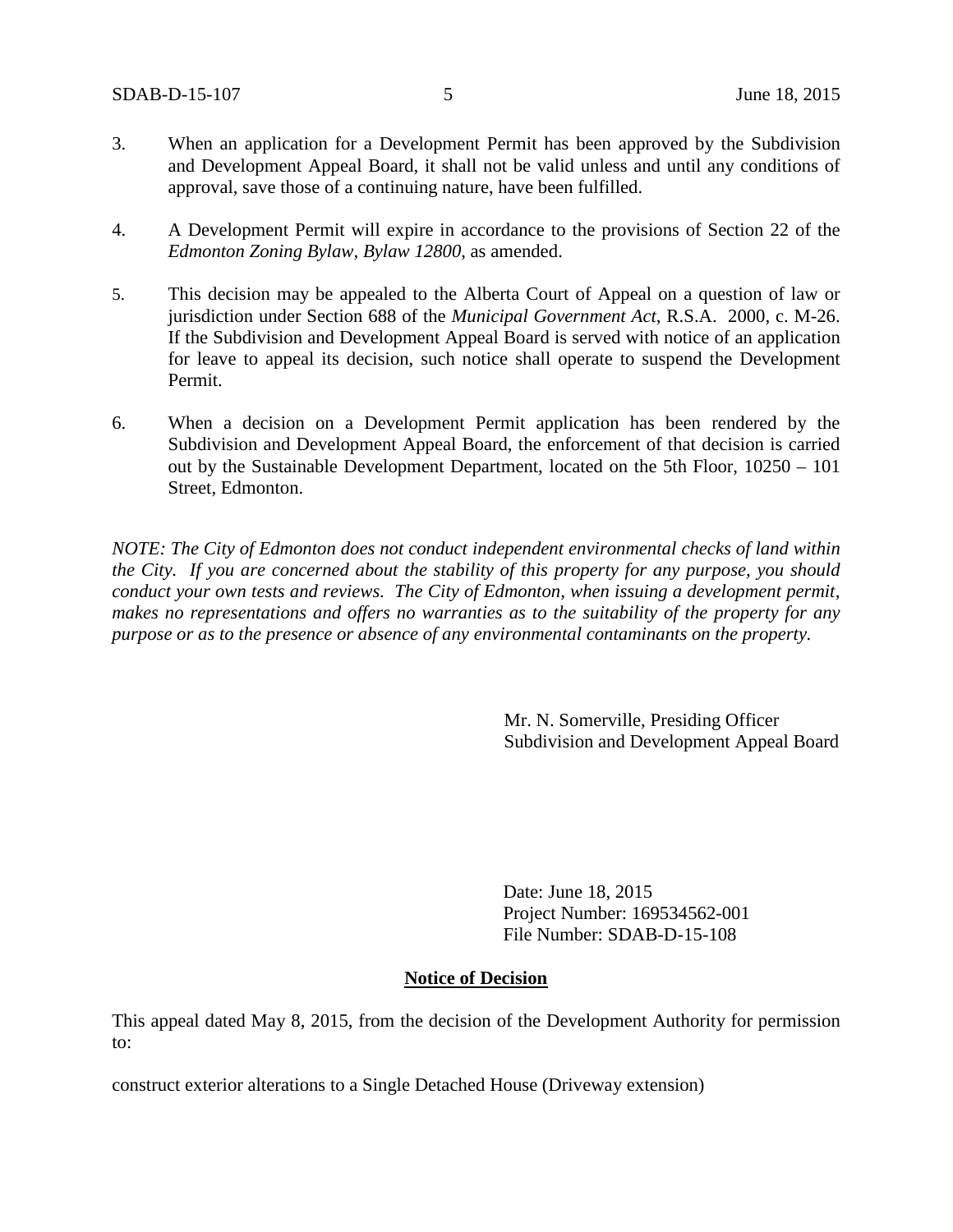3. When an application for a Development Permit has been approved by the Subdivision and Development Appeal Board, it shall not be valid unless and until any conditions of approval, save those of a continuing nature, have been fulfilled.

4. A Development Permit will expire in accordance to the provisions of Section 22 of the *Edmonton Zoning Bylaw, Bylaw 12800*, as amended.

5. This decision may be appealed to the Alberta Court of Appeal on a question of law or jurisdiction under Section 688 of the *Municipal Government Act*, R.S.A. 2000, c. M-26. If the Subdivision and Development Appeal Board is served with notice of an application for leave to appeal its decision, such notice shall operate to suspend the Development Permit.

6. When a decision on a Development Permit application has been rendered by the Subdivision and Development Appeal Board, the enforcement of that decision is carried out by the Sustainable Development Department, located on the 5th Floor, 10250 – 101 Street, Edmonton.

*NOTE: The City of Edmonton does not conduct independent environmental checks of land within the City. If you are concerned about the stability of this property for any purpose, you should conduct your own tests and reviews. The City of Edmonton, when issuing a development permit, makes no representations and offers no warranties as to the suitability of the property for any purpose or as to the presence or absence of any environmental contaminants on the property.*

Mr. N. Somerville, Presiding Officer
Subdivision and Development Appeal Board

Date: June 18, 2015
Project Number: 169534562-001
File Number: SDAB-D-15-108

**Notice of Decision**

This appeal dated May 8, 2015, from the decision of the Development Authority for permission to:

construct exterior alterations to a Single Detached House (Driveway extension)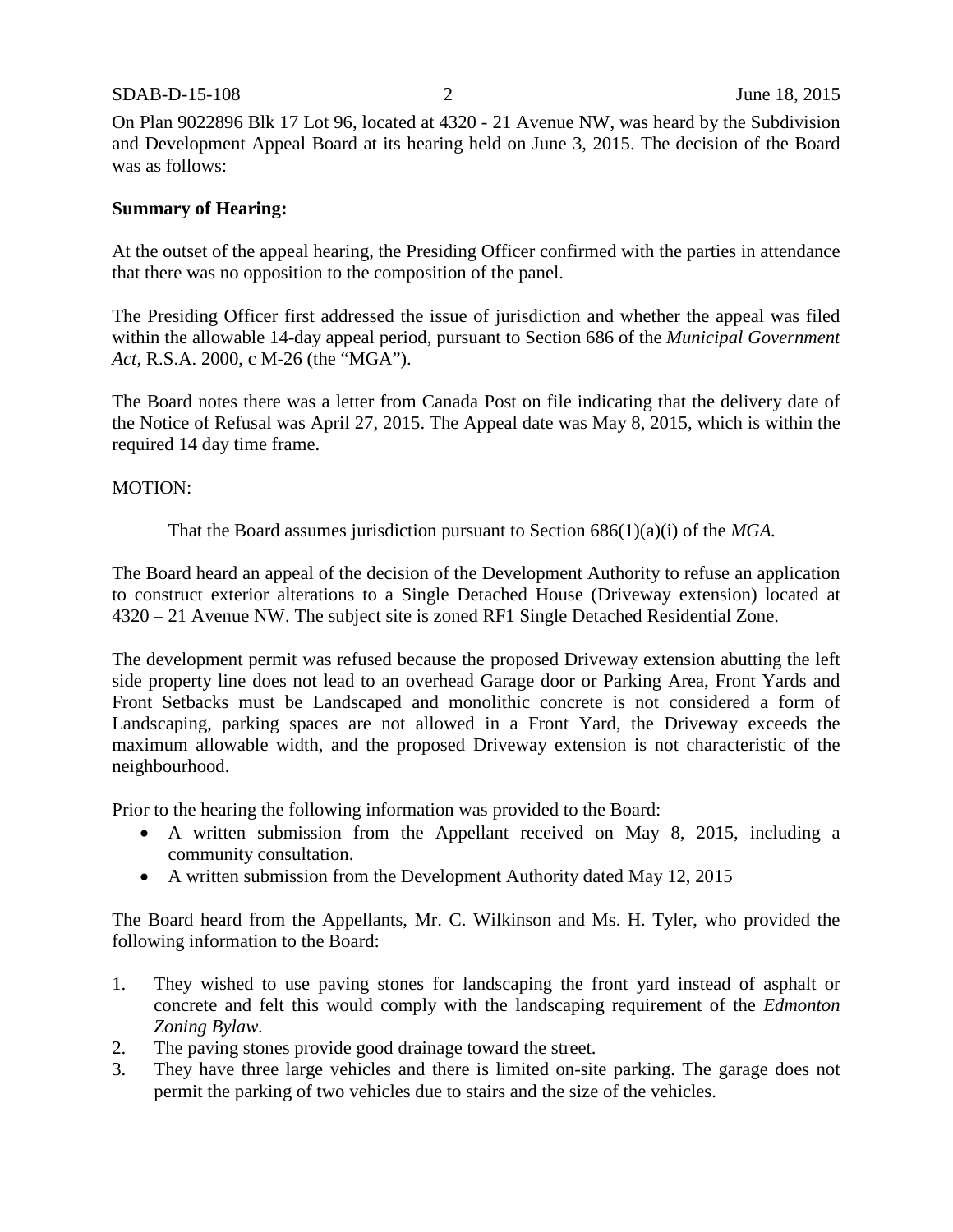On Plan 9022896 Blk 17 Lot 96, located at 4320 - 21 Avenue NW, was heard by the Subdivision and Development Appeal Board at its hearing held on June 3, 2015. The decision of the Board was as follows:

**Summary of Hearing:**

At the outset of the appeal hearing, the Presiding Officer confirmed with the parties in attendance that there was no opposition to the composition of the panel.

The Presiding Officer first addressed the issue of jurisdiction and whether the appeal was filed within the allowable 14-day appeal period, pursuant to Section 686 of the *Municipal Government Act*, R.S.A. 2000, c M-26 (the "MGA").

The Board notes there was a letter from Canada Post on file indicating that the delivery date of the Notice of Refusal was April 27, 2015. The Appeal date was May 8, 2015, which is within the required 14 day time frame.

MOTION:

> That the Board assumes jurisdiction pursuant to Section 686(1)(a)(i) of the *MGA.*

The Board heard an appeal of the decision of the Development Authority to refuse an application to construct exterior alterations to a Single Detached House (Driveway extension) located at 4320 – 21 Avenue NW. The subject site is zoned RF1 Single Detached Residential Zone.

The development permit was refused because the proposed Driveway extension abutting the left side property line does not lead to an overhead Garage door or Parking Area, Front Yards and Front Setbacks must be Landscaped and monolithic concrete is not considered a form of Landscaping, parking spaces are not allowed in a Front Yard, the Driveway exceeds the maximum allowable width, and the proposed Driveway extension is not characteristic of the neighbourhood.

Prior to the hearing the following information was provided to the Board:

- A written submission from the Appellant received on May 8, 2015, including a community consultation.
- A written submission from the Development Authority dated May 12, 2015

The Board heard from the Appellants, Mr. C. Wilkinson and Ms. H. Tyler, who provided the following information to the Board:

1. They wished to use paving stones for landscaping the front yard instead of asphalt or concrete and felt this would comply with the landscaping requirement of the *Edmonton Zoning Bylaw*.
2. The paving stones provide good drainage toward the street.
3. They have three large vehicles and there is limited on-site parking. The garage does not permit the parking of two vehicles due to stairs and the size of the vehicles.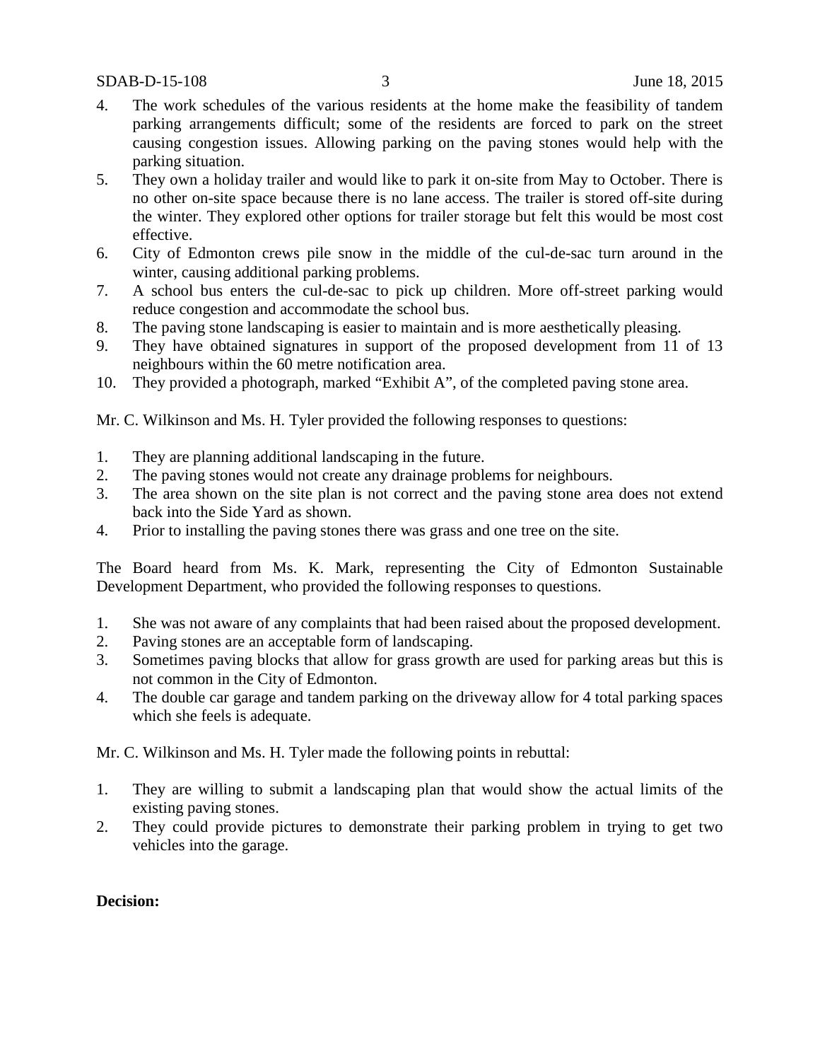4. The work schedules of the various residents at the home make the feasibility of tandem parking arrangements difficult; some of the residents are forced to park on the street causing congestion issues. Allowing parking on the paving stones would help with the parking situation.
5. They own a holiday trailer and would like to park it on-site from May to October. There is no other on-site space because there is no lane access. The trailer is stored off-site during the winter. They explored other options for trailer storage but felt this would be most cost effective.
6. City of Edmonton crews pile snow in the middle of the cul-de-sac turn around in the winter, causing additional parking problems.
7. A school bus enters the cul-de-sac to pick up children. More off-street parking would reduce congestion and accommodate the school bus.
8. The paving stone landscaping is easier to maintain and is more aesthetically pleasing.
9. They have obtained signatures in support of the proposed development from 11 of 13 neighbours within the 60 metre notification area.
10. They provided a photograph, marked "Exhibit A", of the completed paving stone area.

Mr. C. Wilkinson and Ms. H. Tyler provided the following responses to questions:

1. They are planning additional landscaping in the future.
2. The paving stones would not create any drainage problems for neighbours.
3. The area shown on the site plan is not correct and the paving stone area does not extend back into the Side Yard as shown.
4. Prior to installing the paving stones there was grass and one tree on the site.

The Board heard from Ms. K. Mark, representing the City of Edmonton Sustainable Development Department, who provided the following responses to questions.

1. She was not aware of any complaints that had been raised about the proposed development.
2. Paving stones are an acceptable form of landscaping.
3. Sometimes paving blocks that allow for grass growth are used for parking areas but this is not common in the City of Edmonton.
4. The double car garage and tandem parking on the driveway allow for 4 total parking spaces which she feels is adequate.

Mr. C. Wilkinson and Ms. H. Tyler made the following points in rebuttal:

1. They are willing to submit a landscaping plan that would show the actual limits of the existing paving stones.
2. They could provide pictures to demonstrate their parking problem in trying to get two vehicles into the garage.

**Decision:**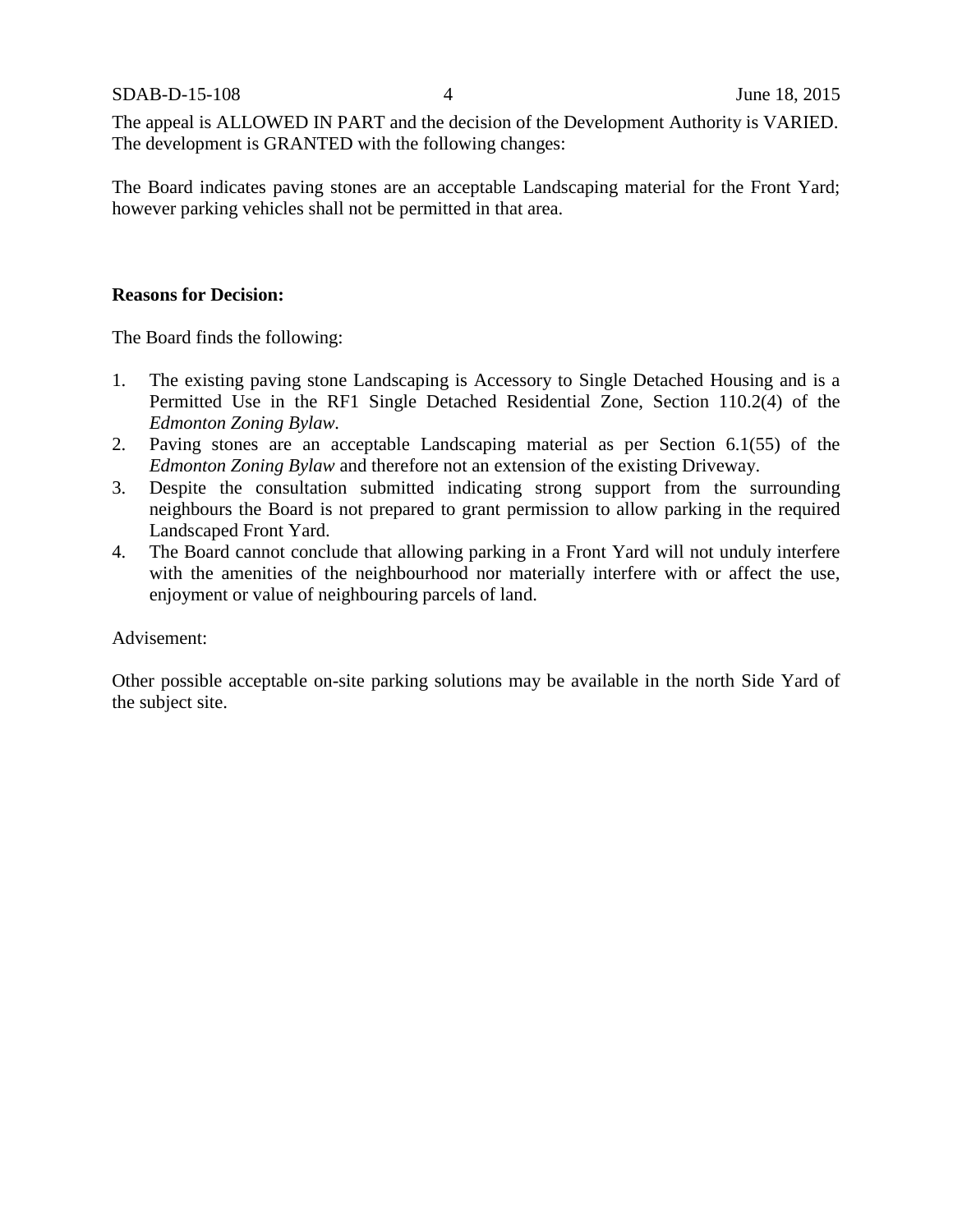The appeal is ALLOWED IN PART and the decision of the Development Authority is VARIED. The development is GRANTED with the following changes:

The Board indicates paving stones are an acceptable Landscaping material for the Front Yard; however parking vehicles shall not be permitted in that area.

**Reasons for Decision:**

The Board finds the following:

1. The existing paving stone Landscaping is Accessory to Single Detached Housing and is a Permitted Use in the RF1 Single Detached Residential Zone, Section 110.2(4) of the *Edmonton Zoning Bylaw*.
2. Paving stones are an acceptable Landscaping material as per Section 6.1(55) of the *Edmonton Zoning Bylaw* and therefore not an extension of the existing Driveway.
3. Despite the consultation submitted indicating strong support from the surrounding neighbours the Board is not prepared to grant permission to allow parking in the required Landscaped Front Yard.
4. The Board cannot conclude that allowing parking in a Front Yard will not unduly interfere with the amenities of the neighbourhood nor materially interfere with or affect the use, enjoyment or value of neighbouring parcels of land.

Advisement:

Other possible acceptable on-site parking solutions may be available in the north Side Yard of the subject site.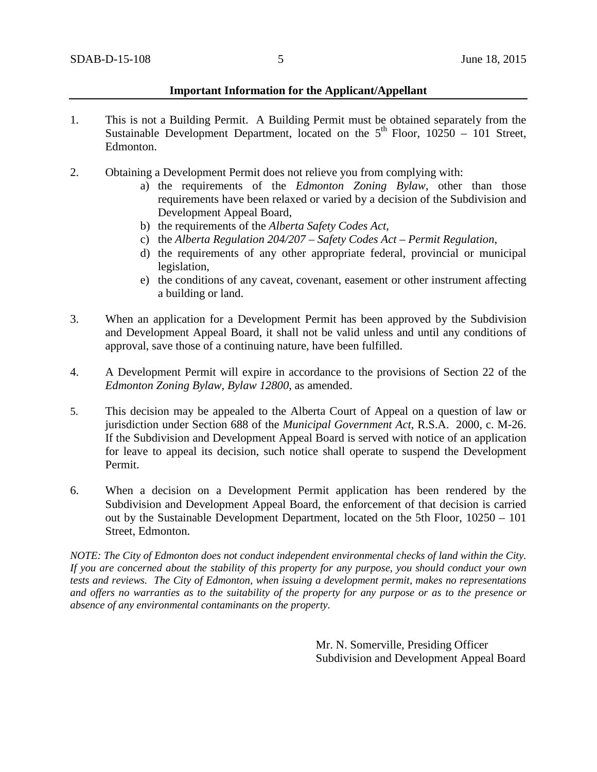**Important Information for the Applicant/Appellant**

1. This is not a Building Permit. A Building Permit must be obtained separately from the Sustainable Development Department, located on the 5th Floor, 10250 – 101 Street, Edmonton.

2. Obtaining a Development Permit does not relieve you from complying with:
   a) the requirements of the *Edmonton Zoning Bylaw*, other than those requirements have been relaxed or varied by a decision of the Subdivision and Development Appeal Board,
   b) the requirements of the *Alberta Safety Codes Act*,
   c) the *Alberta Regulation 204/207 – Safety Codes Act – Permit Regulation*,
   d) the requirements of any other appropriate federal, provincial or municipal legislation,
   e) the conditions of any caveat, covenant, easement or other instrument affecting a building or land.

3. When an application for a Development Permit has been approved by the Subdivision and Development Appeal Board, it shall not be valid unless and until any conditions of approval, save those of a continuing nature, have been fulfilled.

4. A Development Permit will expire in accordance to the provisions of Section 22 of the *Edmonton Zoning Bylaw, Bylaw 12800*, as amended.

5. This decision may be appealed to the Alberta Court of Appeal on a question of law or jurisdiction under Section 688 of the *Municipal Government Act*, R.S.A. 2000, c. M-26. If the Subdivision and Development Appeal Board is served with notice of an application for leave to appeal its decision, such notice shall operate to suspend the Development Permit.

6. When a decision on a Development Permit application has been rendered by the Subdivision and Development Appeal Board, the enforcement of that decision is carried out by the Sustainable Development Department, located on the 5th Floor, 10250 – 101 Street, Edmonton.

*NOTE: The City of Edmonton does not conduct independent environmental checks of land within the City. If you are concerned about the stability of this property for any purpose, you should conduct your own tests and reviews. The City of Edmonton, when issuing a development permit, makes no representations and offers no warranties as to the suitability of the property for any purpose or as to the presence or absence of any environmental contaminants on the property.*

Mr. N. Somerville, Presiding Officer
Subdivision and Development Appeal Board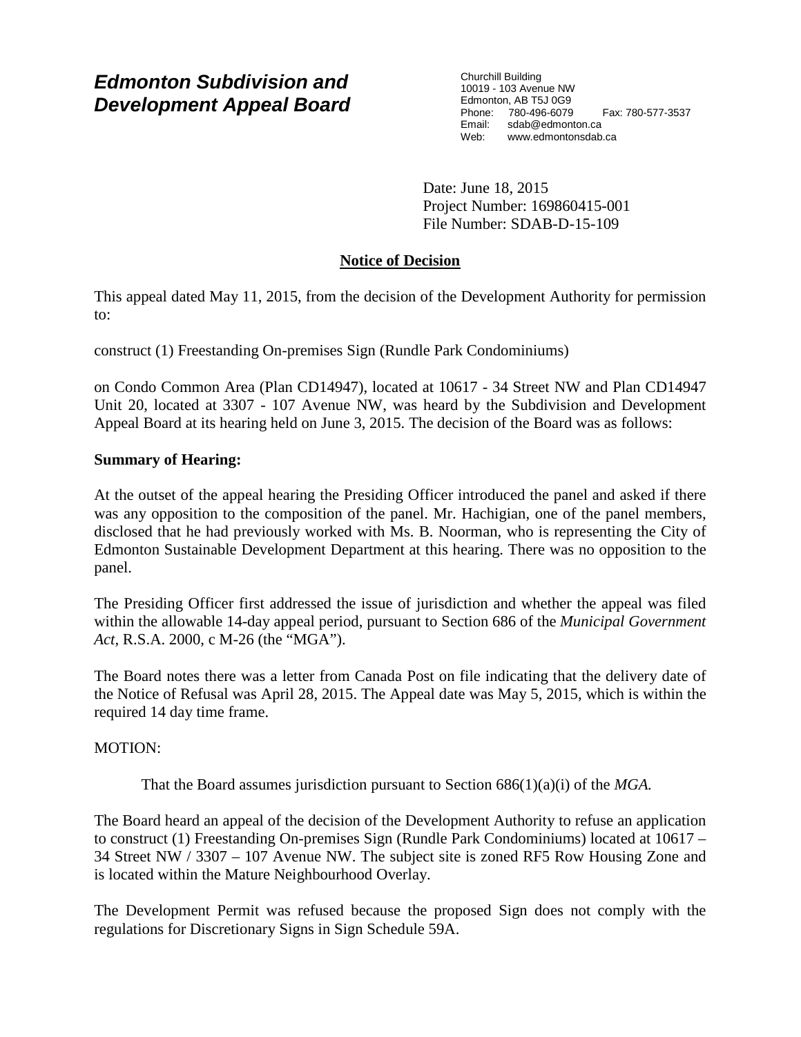# Edmonton Subdivision and Development Appeal Board

Churchill Building
10019 - 103 Avenue NW
Edmonton, AB T5J 0G9
Phone: 780-496-6079 Fax: 780-577-3537
Email: sdab@edmonton.ca
Web: www.edmontonsdab.ca

Date: June 18, 2015
Project Number: 169860415-001
File Number: SDAB-D-15-109

## Notice of Decision

This appeal dated May 11, 2015, from the decision of the Development Authority for permission to:

construct (1) Freestanding On-premises Sign (Rundle Park Condominiums)

on Condo Common Area (Plan CD14947), located at 10617 - 34 Street NW and Plan CD14947 Unit 20, located at 3307 - 107 Avenue NW, was heard by the Subdivision and Development Appeal Board at its hearing held on June 3, 2015. The decision of the Board was as follows:

**Summary of Hearing:**

At the outset of the appeal hearing the Presiding Officer introduced the panel and asked if there was any opposition to the composition of the panel. Mr. Hachigian, one of the panel members, disclosed that he had previously worked with Ms. B. Noorman, who is representing the City of Edmonton Sustainable Development Department at this hearing. There was no opposition to the panel.

The Presiding Officer first addressed the issue of jurisdiction and whether the appeal was filed within the allowable 14-day appeal period, pursuant to Section 686 of the *Municipal Government Act*, R.S.A. 2000, c M-26 (the "MGA").

The Board notes there was a letter from Canada Post on file indicating that the delivery date of the Notice of Refusal was April 28, 2015. The Appeal date was May 5, 2015, which is within the required 14 day time frame.

MOTION:

> That the Board assumes jurisdiction pursuant to Section 686(1)(a)(i) of the *MGA.*

The Board heard an appeal of the decision of the Development Authority to refuse an application to construct (1) Freestanding On-premises Sign (Rundle Park Condominiums) located at 10617 – 34 Street NW / 3307 – 107 Avenue NW. The subject site is zoned RF5 Row Housing Zone and is located within the Mature Neighbourhood Overlay.

The Development Permit was refused because the proposed Sign does not comply with the regulations for Discretionary Signs in Sign Schedule 59A.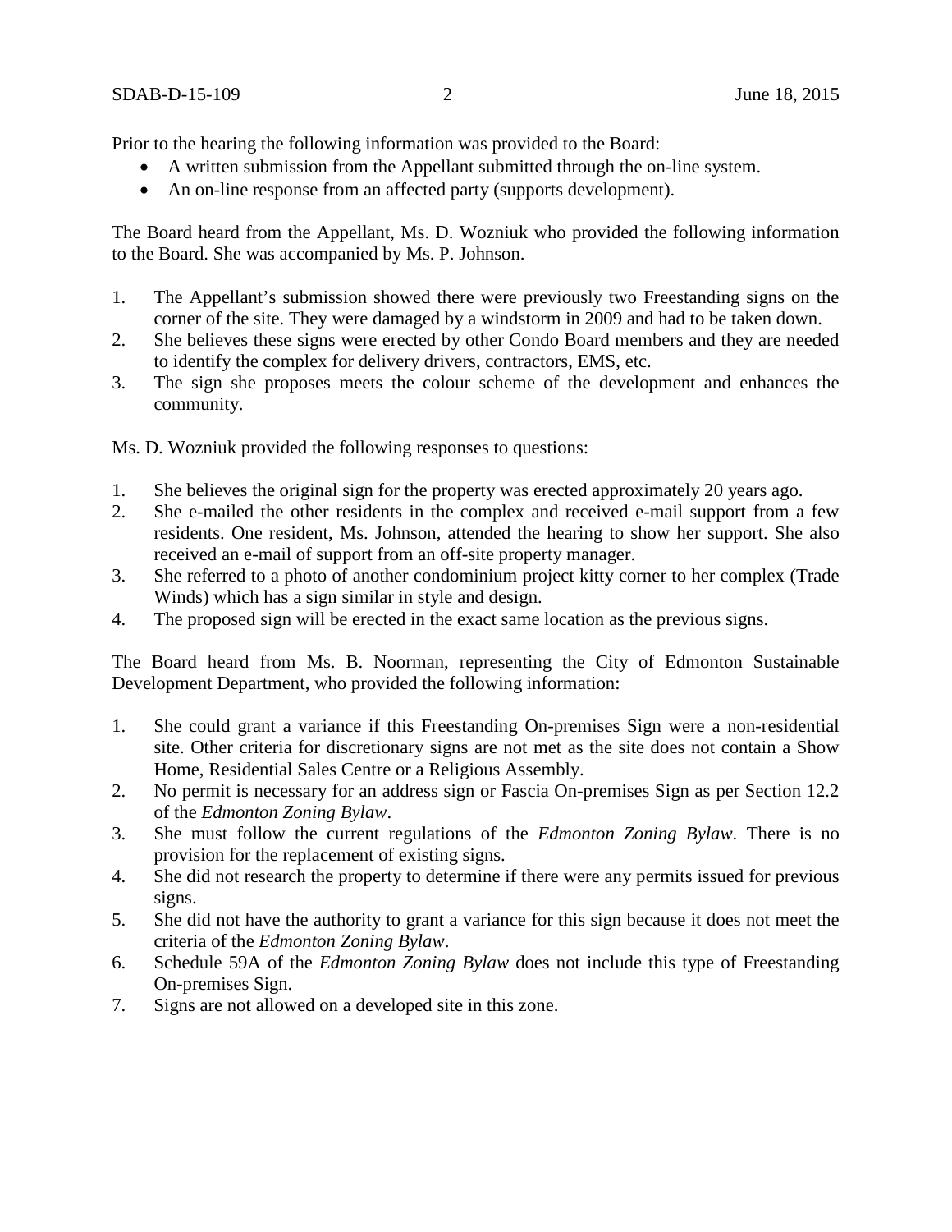Prior to the hearing the following information was provided to the Board:

- A written submission from the Appellant submitted through the on-line system.
- An on-line response from an affected party (supports development).

The Board heard from the Appellant, Ms. D. Wozniuk who provided the following information to the Board. She was accompanied by Ms. P. Johnson.

1. The Appellant's submission showed there were previously two Freestanding signs on the corner of the site. They were damaged by a windstorm in 2009 and had to be taken down.
2. She believes these signs were erected by other Condo Board members and they are needed to identify the complex for delivery drivers, contractors, EMS, etc.
3. The sign she proposes meets the colour scheme of the development and enhances the community.

Ms. D. Wozniuk provided the following responses to questions:

1. She believes the original sign for the property was erected approximately 20 years ago.
2. She e-mailed the other residents in the complex and received e-mail support from a few residents. One resident, Ms. Johnson, attended the hearing to show her support. She also received an e-mail of support from an off-site property manager.
3. She referred to a photo of another condominium project kitty corner to her complex (Trade Winds) which has a sign similar in style and design.
4. The proposed sign will be erected in the exact same location as the previous signs.

The Board heard from Ms. B. Noorman, representing the City of Edmonton Sustainable Development Department, who provided the following information:

1. She could grant a variance if this Freestanding On-premises Sign were a non-residential site. Other criteria for discretionary signs are not met as the site does not contain a Show Home, Residential Sales Centre or a Religious Assembly.
2. No permit is necessary for an address sign or Fascia On-premises Sign as per Section 12.2 of the *Edmonton Zoning Bylaw*.
3. She must follow the current regulations of the *Edmonton Zoning Bylaw*. There is no provision for the replacement of existing signs.
4. She did not research the property to determine if there were any permits issued for previous signs.
5. She did not have the authority to grant a variance for this sign because it does not meet the criteria of the *Edmonton Zoning Bylaw*.
6. Schedule 59A of the *Edmonton Zoning Bylaw* does not include this type of Freestanding On-premises Sign.
7. Signs are not allowed on a developed site in this zone.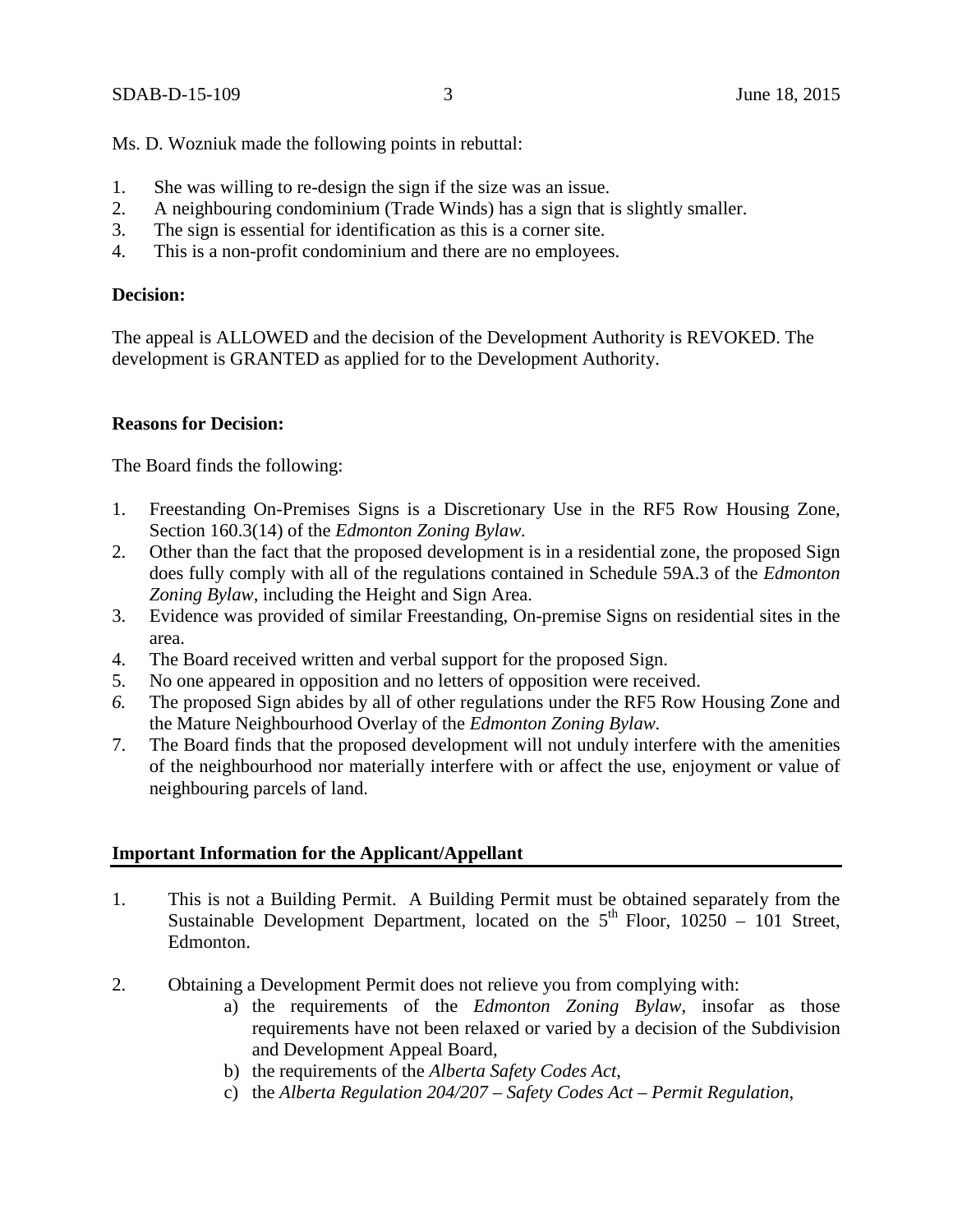Ms. D. Wozniuk made the following points in rebuttal:

1. She was willing to re-design the sign if the size was an issue.
2. A neighbouring condominium (Trade Winds) has a sign that is slightly smaller.
3. The sign is essential for identification as this is a corner site.
4. This is a non-profit condominium and there are no employees.

**Decision:**

The appeal is ALLOWED and the decision of the Development Authority is REVOKED. The development is GRANTED as applied for to the Development Authority.

**Reasons for Decision:**

The Board finds the following:

1. Freestanding On-Premises Signs is a Discretionary Use in the RF5 Row Housing Zone, Section 160.3(14) of the *Edmonton Zoning Bylaw*.
2. Other than the fact that the proposed development is in a residential zone, the proposed Sign does fully comply with all of the regulations contained in Schedule 59A.3 of the *Edmonton Zoning Bylaw*, including the Height and Sign Area.
3. Evidence was provided of similar Freestanding, On-premise Signs on residential sites in the area.
4. The Board received written and verbal support for the proposed Sign.
5. No one appeared in opposition and no letters of opposition were received.
6. The proposed Sign abides by all of other regulations under the RF5 Row Housing Zone and the Mature Neighbourhood Overlay of the *Edmonton Zoning Bylaw*.
7. The Board finds that the proposed development will not unduly interfere with the amenities of the neighbourhood nor materially interfere with or affect the use, enjoyment or value of neighbouring parcels of land.

**Important Information for the Applicant/Appellant**

1. This is not a Building Permit. A Building Permit must be obtained separately from the Sustainable Development Department, located on the 5th Floor, 10250 – 101 Street, Edmonton.

2. Obtaining a Development Permit does not relieve you from complying with:
   a) the requirements of the *Edmonton Zoning Bylaw*, insofar as those requirements have not been relaxed or varied by a decision of the Subdivision and Development Appeal Board,
   b) the requirements of the *Alberta Safety Codes Act*,
   c) the *Alberta Regulation 204/207 – Safety Codes Act – Permit Regulation*,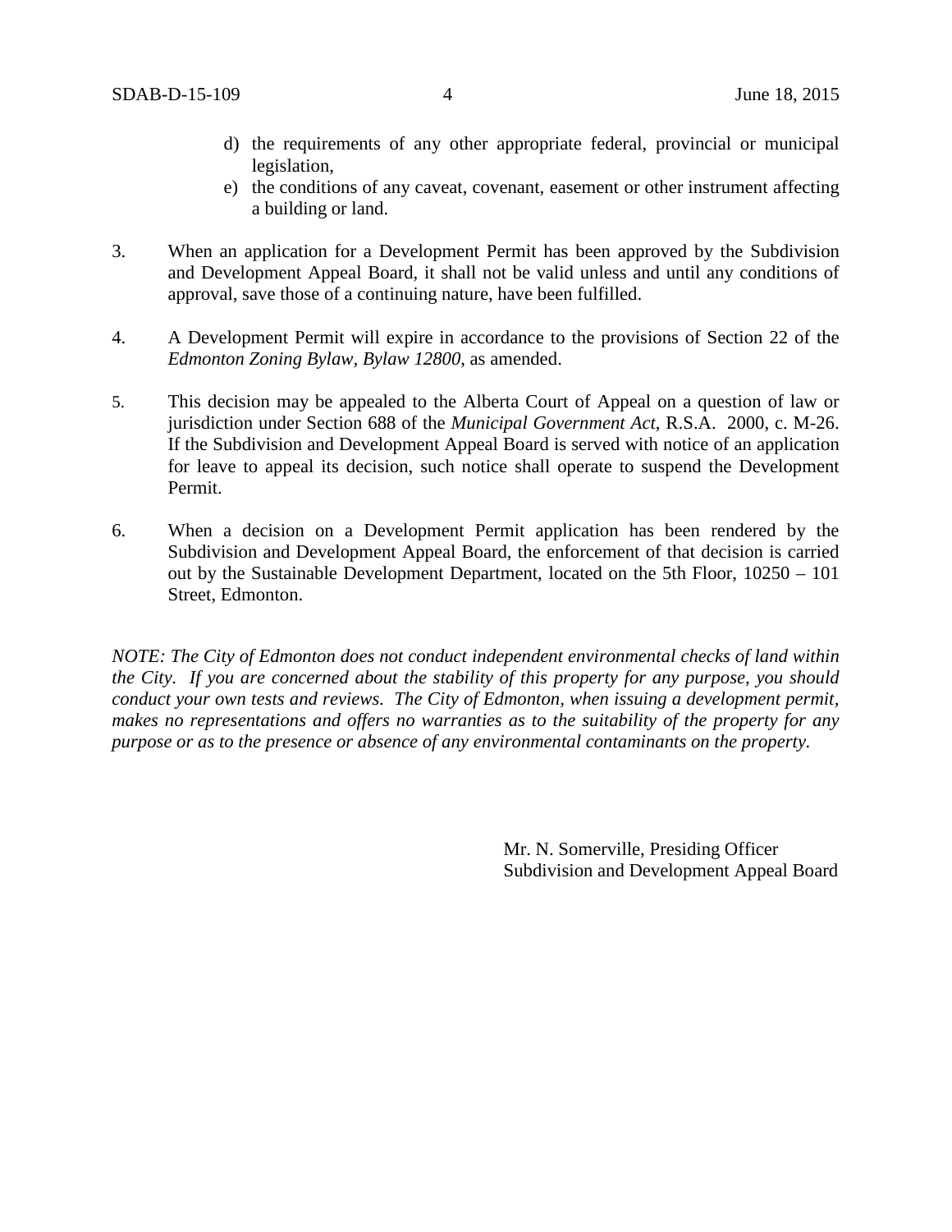d) the requirements of any other appropriate federal, provincial or municipal legislation,
e) the conditions of any caveat, covenant, easement or other instrument affecting a building or land.

3. When an application for a Development Permit has been approved by the Subdivision and Development Appeal Board, it shall not be valid unless and until any conditions of approval, save those of a continuing nature, have been fulfilled.

4. A Development Permit will expire in accordance to the provisions of Section 22 of the *Edmonton Zoning Bylaw, Bylaw 12800*, as amended.

5. This decision may be appealed to the Alberta Court of Appeal on a question of law or jurisdiction under Section 688 of the *Municipal Government Act*, R.S.A. 2000, c. M-26. If the Subdivision and Development Appeal Board is served with notice of an application for leave to appeal its decision, such notice shall operate to suspend the Development Permit.

6. When a decision on a Development Permit application has been rendered by the Subdivision and Development Appeal Board, the enforcement of that decision is carried out by the Sustainable Development Department, located on the 5th Floor, 10250 – 101 Street, Edmonton.

*NOTE: The City of Edmonton does not conduct independent environmental checks of land within the City. If you are concerned about the stability of this property for any purpose, you should conduct your own tests and reviews. The City of Edmonton, when issuing a development permit, makes no representations and offers no warranties as to the suitability of the property for any purpose or as to the presence or absence of any environmental contaminants on the property.*

Mr. N. Somerville, Presiding Officer
Subdivision and Development Appeal Board